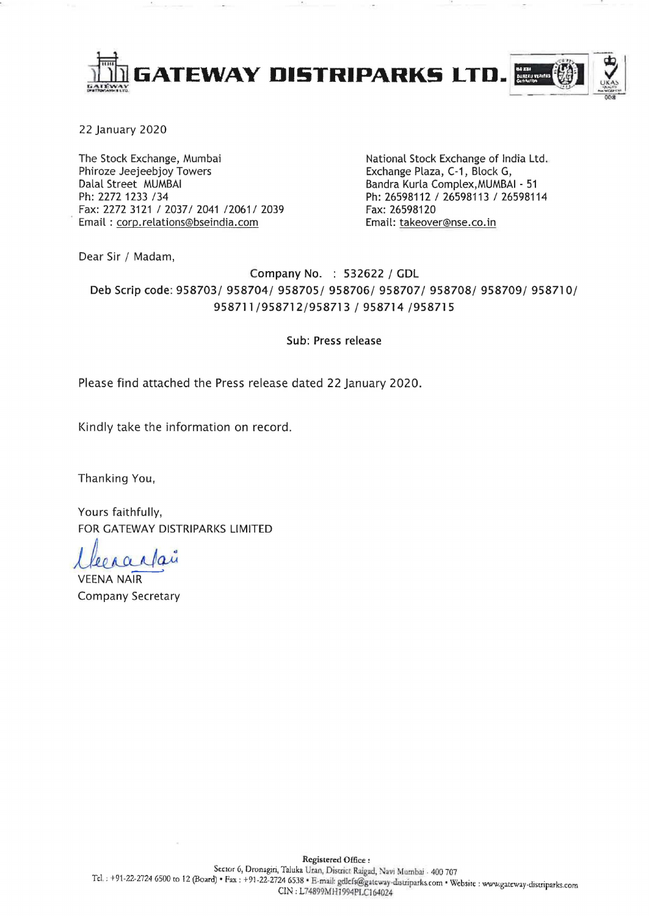# GATEWAY DISTRIPARKS LTD.

22 January 2020

The Stock Exchange, Mumbai
Phiroze Jeejeebjoy Towers
Dalal Street MUMBAI
Ph: 2272 1233 /34
Fax: 2272 3121 / 2037/ 2041 /2061/ 2039
Email : corp.relations@bseindia.com

National Stock Exchange of India Ltd.
Exchange Plaza, C-1, Block G,
Bandra Kurla Complex,MUMBAI - 51
Ph: 26598112 / 26598113 / 26598114
Fax: 26598120
Email: takeover@nse.co.in

Dear Sir / Madam,

Company No. : 532622 / GDL

Deb Scrip code: 958703/ 958704/ 958705/ 958706/ 958707/ 958708/ 958709/ 958710/ 958711/958712/958713 / 958714 /958715

Sub: Press release

Please find attached the Press release dated 22 January 2020.

Kindly take the information on record.

Thanking You,

Yours faithfully,
FOR GATEWAY DISTRIPARKS LIMITED

VEENA NAIR
Company Secretary

Registered Office :
Sector 6, Dronagiri, Taluka Uran, District Raigad, Navi Mumbai - 400 707
Tel. : +91-22-2724 6500 to 12 (Board) • Fax : +91-22-2724 6538 • E-mail: gdlcfs@gateway-distriparks.com • Website : www.gateway-distriparks.com
CIN : L74899MH1994PLC164024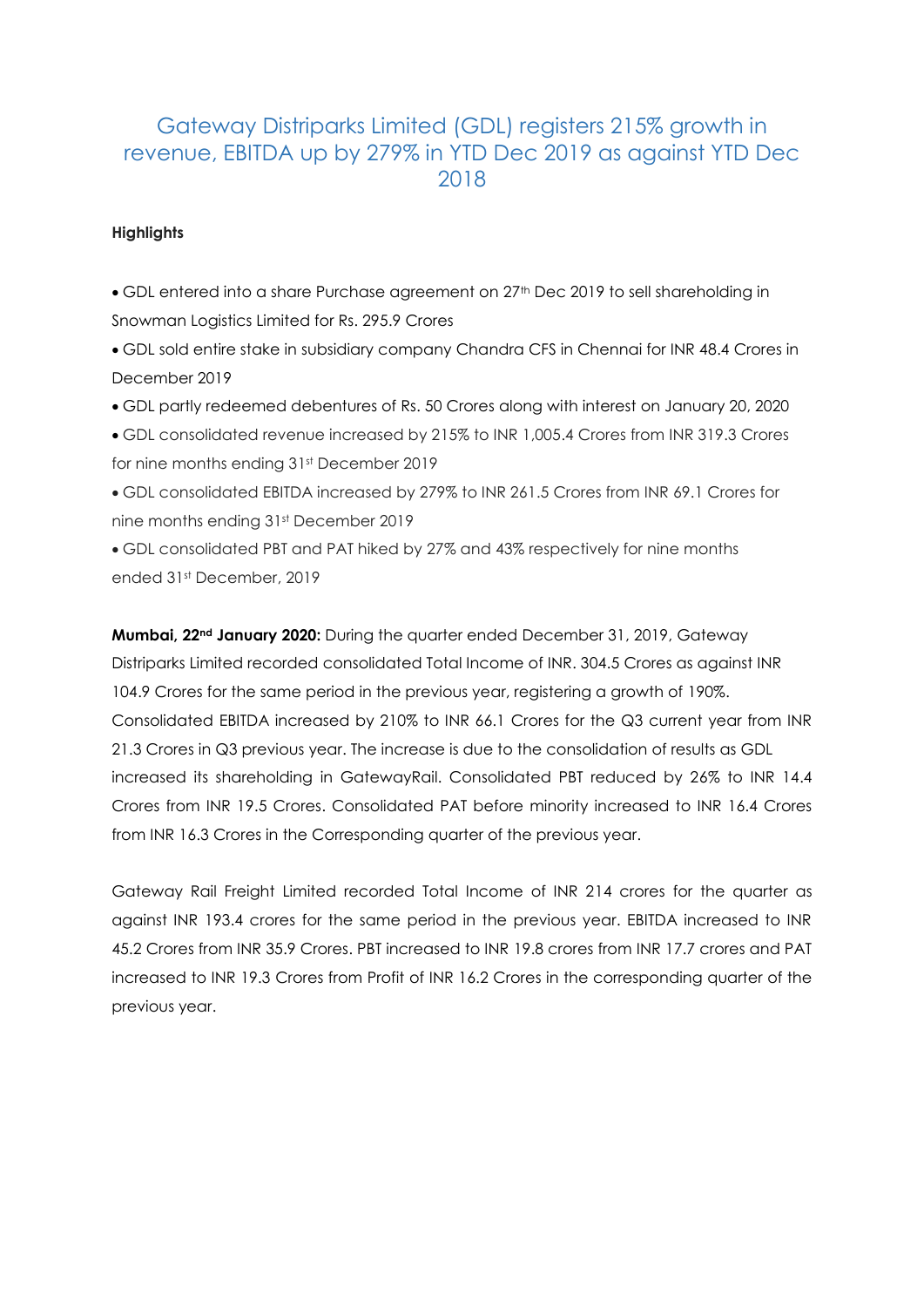# Gateway Distriparks Limited (GDL) registers 215% growth in revenue, EBITDA up by 279% in YTD Dec 2019 as against YTD Dec 2018

**Highlights**

- GDL entered into a share Purchase agreement on 27th Dec 2019 to sell shareholding in Snowman Logistics Limited for Rs. 295.9 Crores
- GDL sold entire stake in subsidiary company Chandra CFS in Chennai for INR 48.4 Crores in December 2019
- GDL partly redeemed debentures of Rs. 50 Crores along with interest on January 20, 2020
- GDL consolidated revenue increased by 215% to INR 1,005.4 Crores from INR 319.3 Crores for nine months ending 31st December 2019
- GDL consolidated EBITDA increased by 279% to INR 261.5 Crores from INR 69.1 Crores for nine months ending 31st December 2019
- GDL consolidated PBT and PAT hiked by 27% and 43% respectively for nine months ended 31st December, 2019

**Mumbai, 22nd January 2020:** During the quarter ended December 31, 2019, Gateway Distriparks Limited recorded consolidated Total Income of INR. 304.5 Crores as against INR 104.9 Crores for the same period in the previous year, registering a growth of 190%. Consolidated EBITDA increased by 210% to INR 66.1 Crores for the Q3 current year from INR 21.3 Crores in Q3 previous year. The increase is due to the consolidation of results as GDL increased its shareholding in GatewayRail. Consolidated PBT reduced by 26% to INR 14.4 Crores from INR 19.5 Crores. Consolidated PAT before minority increased to INR 16.4 Crores from INR 16.3 Crores in the Corresponding quarter of the previous year.

Gateway Rail Freight Limited recorded Total Income of INR 214 crores for the quarter as against INR 193.4 crores for the same period in the previous year. EBITDA increased to INR 45.2 Crores from INR 35.9 Crores. PBT increased to INR 19.8 crores from INR 17.7 crores and PAT increased to INR 19.3 Crores from Profit of INR 16.2 Crores in the corresponding quarter of the previous year.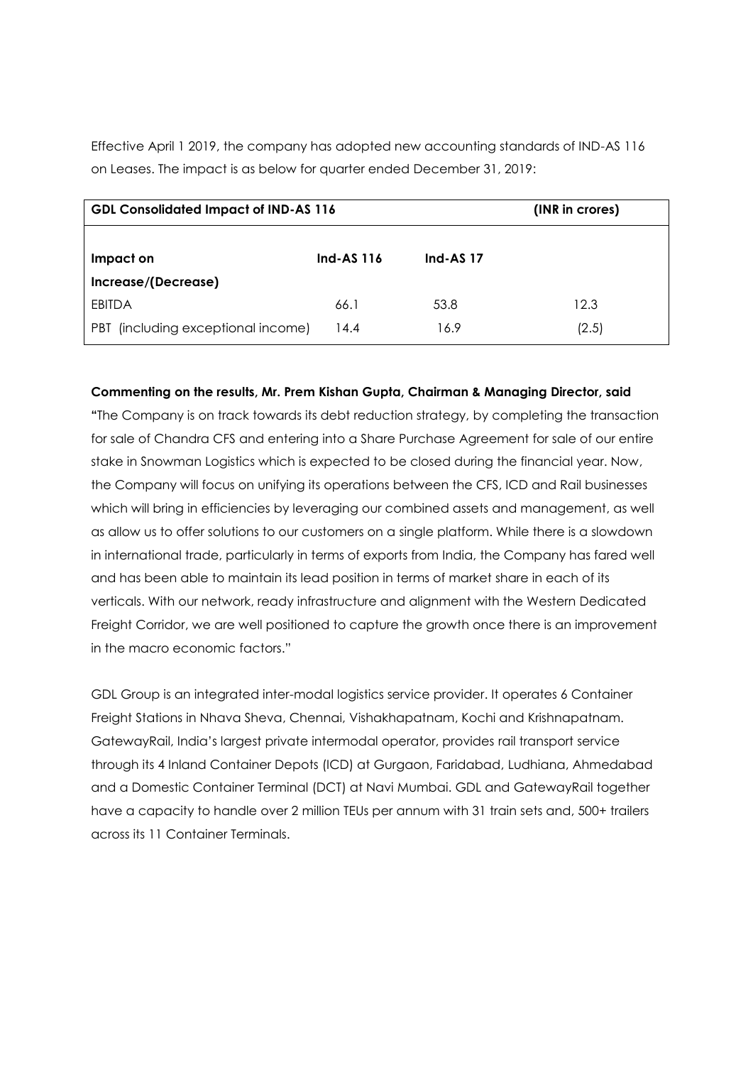Effective April 1 2019, the company has adopted new accounting standards of IND-AS 116 on Leases. The impact is as below for quarter ended December 31, 2019:

| **GDL Consolidated Impact of IND-AS 116** | | | **(INR in crores)** |
|---|---|---|---|
| **Impact on** | **Ind-AS 116** | **Ind-AS 17** | |
| **Increase/(Decrease)** | | | |
| EBITDA | 66.1 | 53.8 | 12.3 |
| PBT (including exceptional income) | 14.4 | 16.9 | (2.5) |

**Commenting on the results, Mr. Prem Kishan Gupta, Chairman & Managing Director, said**

"The Company is on track towards its debt reduction strategy, by completing the transaction for sale of Chandra CFS and entering into a Share Purchase Agreement for sale of our entire stake in Snowman Logistics which is expected to be closed during the financial year. Now, the Company will focus on unifying its operations between the CFS, ICD and Rail businesses which will bring in efficiencies by leveraging our combined assets and management, as well as allow us to offer solutions to our customers on a single platform. While there is a slowdown in international trade, particularly in terms of exports from India, the Company has fared well and has been able to maintain its lead position in terms of market share in each of its verticals. With our network, ready infrastructure and alignment with the Western Dedicated Freight Corridor, we are well positioned to capture the growth once there is an improvement in the macro economic factors."

GDL Group is an integrated inter-modal logistics service provider. It operates 6 Container Freight Stations in Nhava Sheva, Chennai, Vishakhapatnam, Kochi and Krishnapatnam. GatewayRail, India's largest private intermodal operator, provides rail transport service through its 4 Inland Container Depots (ICD) at Gurgaon, Faridabad, Ludhiana, Ahmedabad and a Domestic Container Terminal (DCT) at Navi Mumbai. GDL and GatewayRail together have a capacity to handle over 2 million TEUs per annum with 31 train sets and, 500+ trailers across its 11 Container Terminals.